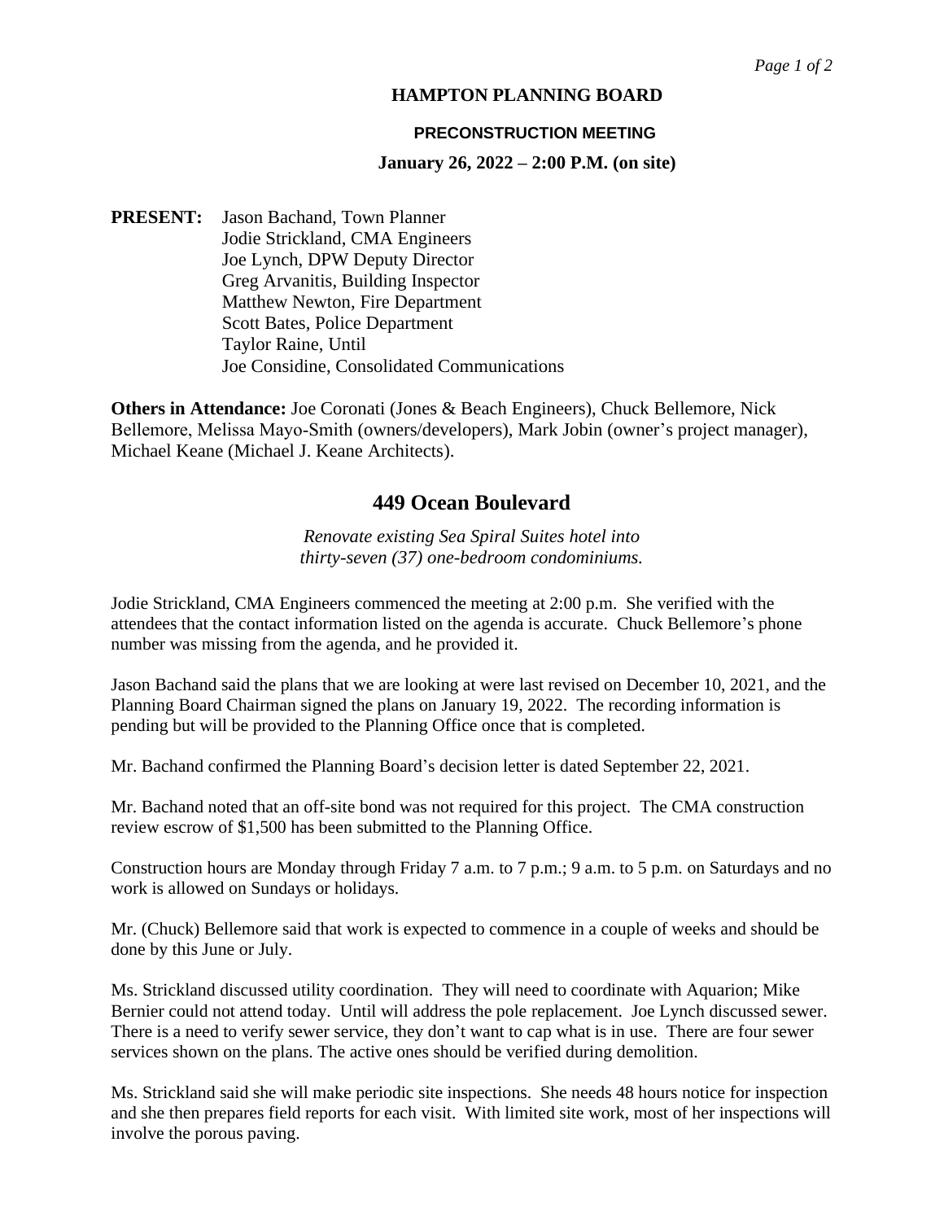# HAMPTON PLANNING BOARD

## PRECONSTRUCTION MEETING

**January 26, 2022 – 2:00 P.M. (on site)**

**PRESENT:** Jason Bachand, Town Planner
Jodie Strickland, CMA Engineers
Joe Lynch, DPW Deputy Director
Greg Arvanitis, Building Inspector
Matthew Newton, Fire Department
Scott Bates, Police Department
Taylor Raine, Until
Joe Considine, Consolidated Communications

**Others in Attendance:** Joe Coronati (Jones & Beach Engineers), Chuck Bellemore, Nick Bellemore, Melissa Mayo-Smith (owners/developers), Mark Jobin (owner's project manager), Michael Keane (Michael J. Keane Architects).

## 449 Ocean Boulevard

*Renovate existing Sea Spiral Suites hotel into thirty-seven (37) one-bedroom condominiums.*

Jodie Strickland, CMA Engineers commenced the meeting at 2:00 p.m. She verified with the attendees that the contact information listed on the agenda is accurate. Chuck Bellemore's phone number was missing from the agenda, and he provided it.

Jason Bachand said the plans that we are looking at were last revised on December 10, 2021, and the Planning Board Chairman signed the plans on January 19, 2022. The recording information is pending but will be provided to the Planning Office once that is completed.

Mr. Bachand confirmed the Planning Board's decision letter is dated September 22, 2021.

Mr. Bachand noted that an off-site bond was not required for this project. The CMA construction review escrow of $1,500 has been submitted to the Planning Office.

Construction hours are Monday through Friday 7 a.m. to 7 p.m.; 9 a.m. to 5 p.m. on Saturdays and no work is allowed on Sundays or holidays.

Mr. (Chuck) Bellemore said that work is expected to commence in a couple of weeks and should be done by this June or July.

Ms. Strickland discussed utility coordination. They will need to coordinate with Aquarion; Mike Bernier could not attend today. Until will address the pole replacement. Joe Lynch discussed sewer. There is a need to verify sewer service, they don't want to cap what is in use. There are four sewer services shown on the plans. The active ones should be verified during demolition.

Ms. Strickland said she will make periodic site inspections. She needs 48 hours notice for inspection and she then prepares field reports for each visit. With limited site work, most of her inspections will involve the porous paving.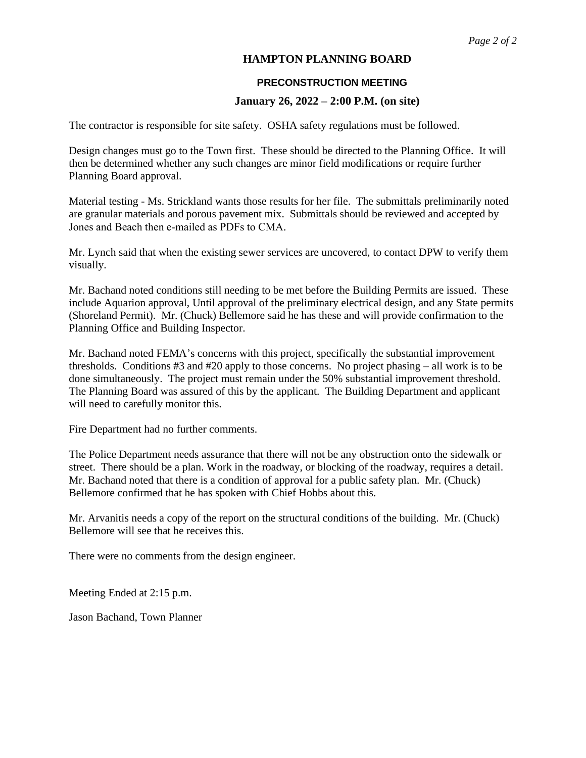## HAMPTON PLANNING BOARD

### PRECONSTRUCTION MEETING

**January 26, 2022 – 2:00 P.M. (on site)**

The contractor is responsible for site safety. OSHA safety regulations must be followed.

Design changes must go to the Town first. These should be directed to the Planning Office. It will then be determined whether any such changes are minor field modifications or require further Planning Board approval.

Material testing - Ms. Strickland wants those results for her file. The submittals preliminarily noted are granular materials and porous pavement mix. Submittals should be reviewed and accepted by Jones and Beach then e-mailed as PDFs to CMA.

Mr. Lynch said that when the existing sewer services are uncovered, to contact DPW to verify them visually.

Mr. Bachand noted conditions still needing to be met before the Building Permits are issued. These include Aquarion approval, Until approval of the preliminary electrical design, and any State permits (Shoreland Permit). Mr. (Chuck) Bellemore said he has these and will provide confirmation to the Planning Office and Building Inspector.

Mr. Bachand noted FEMA's concerns with this project, specifically the substantial improvement thresholds. Conditions #3 and #20 apply to those concerns. No project phasing – all work is to be done simultaneously. The project must remain under the 50% substantial improvement threshold. The Planning Board was assured of this by the applicant. The Building Department and applicant will need to carefully monitor this.

Fire Department had no further comments.

The Police Department needs assurance that there will not be any obstruction onto the sidewalk or street. There should be a plan. Work in the roadway, or blocking of the roadway, requires a detail. Mr. Bachand noted that there is a condition of approval for a public safety plan. Mr. (Chuck) Bellemore confirmed that he has spoken with Chief Hobbs about this.

Mr. Arvanitis needs a copy of the report on the structural conditions of the building. Mr. (Chuck) Bellemore will see that he receives this.

There were no comments from the design engineer.

Meeting Ended at 2:15 p.m.

Jason Bachand, Town Planner